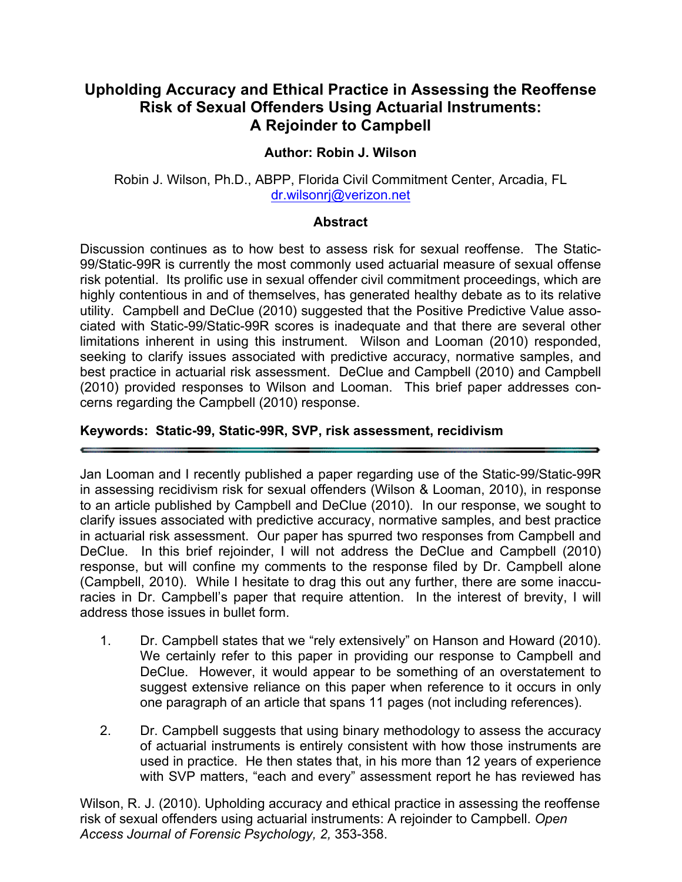# Upholding Accuracy and Ethical Practice in Assessing the Reoffense Risk of Sexual Offenders Using Actuarial Instruments: A Rejoinder to Campbell

**Author: Robin J. Wilson**

Robin J. Wilson, Ph.D., ABPP, Florida Civil Commitment Center, Arcadia, FL
dr.wilsonrj@verizon.net

## Abstract

Discussion continues as to how best to assess risk for sexual reoffense. The Static-99/Static-99R is currently the most commonly used actuarial measure of sexual offense risk potential. Its prolific use in sexual offender civil commitment proceedings, which are highly contentious in and of themselves, has generated healthy debate as to its relative utility. Campbell and DeClue (2010) suggested that the Positive Predictive Value associated with Static-99/Static-99R scores is inadequate and that there are several other limitations inherent in using this instrument. Wilson and Looman (2010) responded, seeking to clarify issues associated with predictive accuracy, normative samples, and best practice in actuarial risk assessment. DeClue and Campbell (2010) and Campbell (2010) provided responses to Wilson and Looman. This brief paper addresses concerns regarding the Campbell (2010) response.

**Keywords: Static-99, Static-99R, SVP, risk assessment, recidivism**

---

Jan Looman and I recently published a paper regarding use of the Static-99/Static-99R in assessing recidivism risk for sexual offenders (Wilson & Looman, 2010), in response to an article published by Campbell and DeClue (2010). In our response, we sought to clarify issues associated with predictive accuracy, normative samples, and best practice in actuarial risk assessment. Our paper has spurred two responses from Campbell and DeClue. In this brief rejoinder, I will not address the DeClue and Campbell (2010) response, but will confine my comments to the response filed by Dr. Campbell alone (Campbell, 2010). While I hesitate to drag this out any further, there are some inaccuracies in Dr. Campbell's paper that require attention. In the interest of brevity, I will address those issues in bullet form.

1. Dr. Campbell states that we "rely extensively" on Hanson and Howard (2010). We certainly refer to this paper in providing our response to Campbell and DeClue. However, it would appear to be something of an overstatement to suggest extensive reliance on this paper when reference to it occurs in only one paragraph of an article that spans 11 pages (not including references).

2. Dr. Campbell suggests that using binary methodology to assess the accuracy of actuarial instruments is entirely consistent with how those instruments are used in practice. He then states that, in his more than 12 years of experience with SVP matters, "each and every" assessment report he has reviewed has

Wilson, R. J. (2010). Upholding accuracy and ethical practice in assessing the reoffense risk of sexual offenders using actuarial instruments: A rejoinder to Campbell. *Open Access Journal of Forensic Psychology, 2,* 353-358.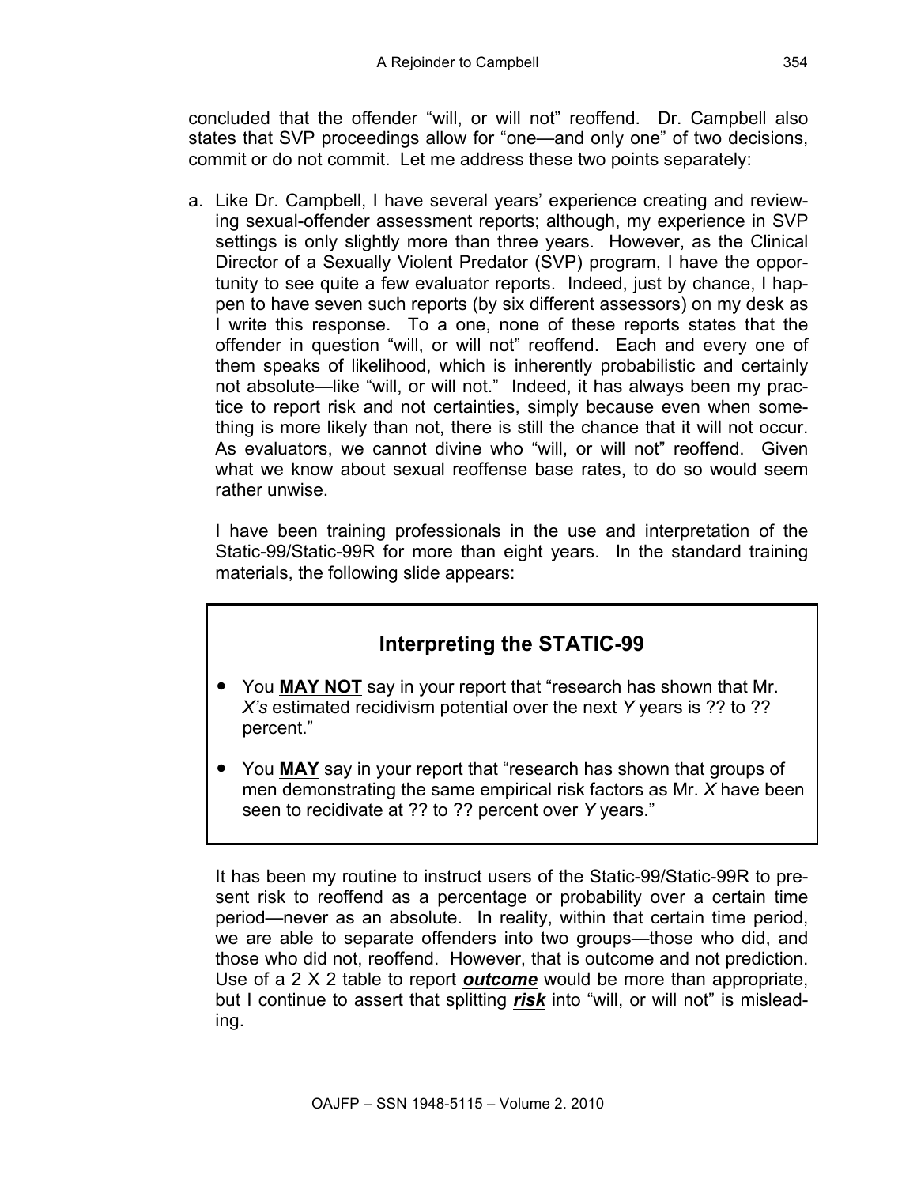concluded that the offender "will, or will not" reoffend. Dr. Campbell also states that SVP proceedings allow for "one—and only one" of two decisions, commit or do not commit. Let me address these two points separately:

a. Like Dr. Campbell, I have several years' experience creating and reviewing sexual-offender assessment reports; although, my experience in SVP settings is only slightly more than three years. However, as the Clinical Director of a Sexually Violent Predator (SVP) program, I have the opportunity to see quite a few evaluator reports. Indeed, just by chance, I happen to have seven such reports (by six different assessors) on my desk as I write this response. To a one, none of these reports states that the offender in question "will, or will not" reoffend. Each and every one of them speaks of likelihood, which is inherently probabilistic and certainly not absolute—like "will, or will not." Indeed, it has always been my practice to report risk and not certainties, simply because even when something is more likely than not, there is still the chance that it will not occur. As evaluators, we cannot divine who "will, or will not" reoffend. Given what we know about sexual reoffense base rates, to do so would seem rather unwise.

   I have been training professionals in the use and interpretation of the Static-99/Static-99R for more than eight years. In the standard training materials, the following slide appears:

   > **Interpreting the STATIC-99**
   >
   > - You **<u>MAY NOT</u>** say in your report that "research has shown that Mr. *X's* estimated recidivism potential over the next *Y* years is ?? to ?? percent."
   > - You **<u>MAY</u>** say in your report that "research has shown that groups of men demonstrating the same empirical risk factors as Mr. *X* have been seen to recidivate at ?? to ?? percent over *Y* years."

   It has been my routine to instruct users of the Static-99/Static-99R to present risk to reoffend as a percentage or probability over a certain time period—never as an absolute. In reality, within that certain time period, we are able to separate offenders into two groups—those who did, and those who did not, reoffend. However, that is outcome and not prediction. Use of a 2 X 2 table to report ***<u>outcome</u>*** would be more than appropriate, but I continue to assert that splitting ***<u>risk</u>*** into "will, or will not" is misleading.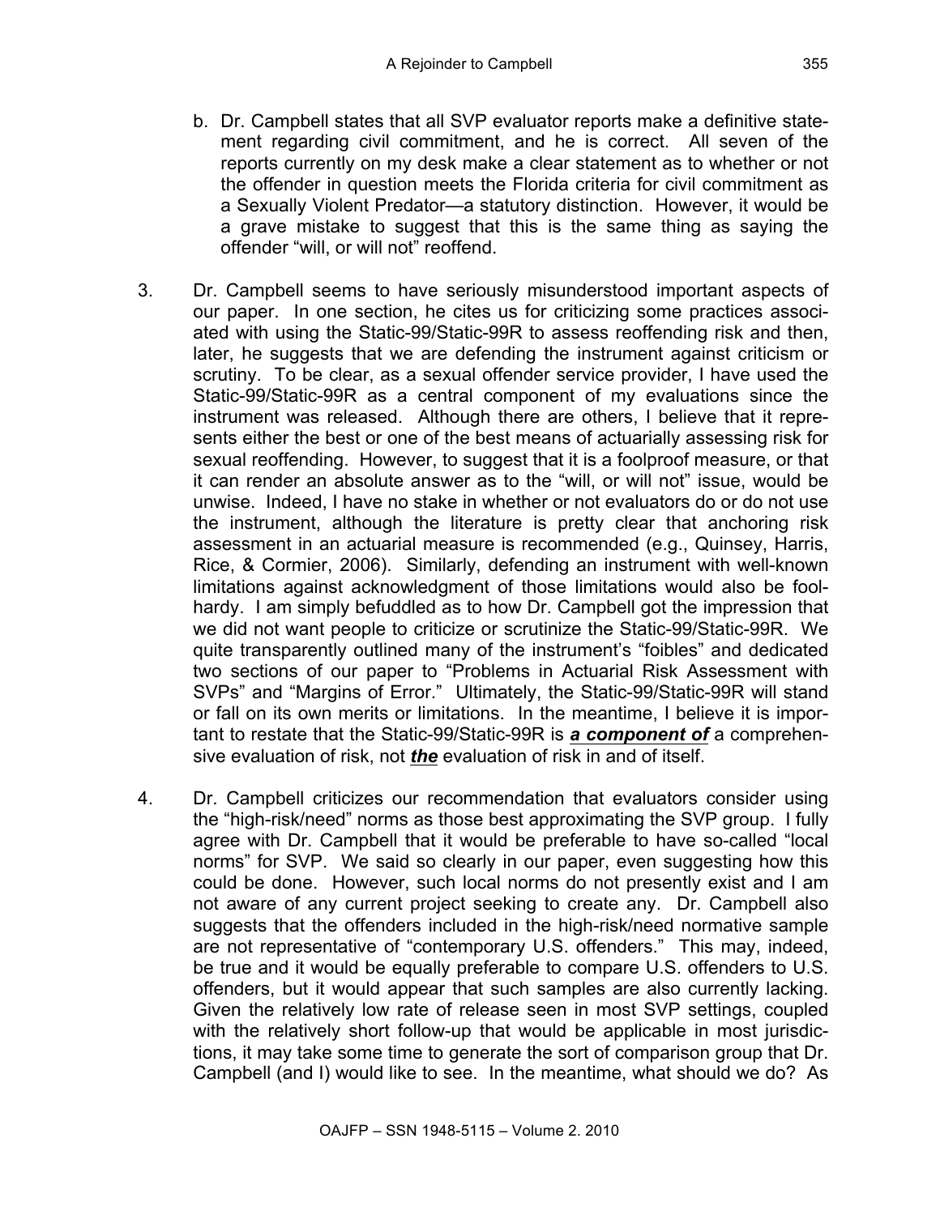b. Dr. Campbell states that all SVP evaluator reports make a definitive statement regarding civil commitment, and he is correct. All seven of the reports currently on my desk make a clear statement as to whether or not the offender in question meets the Florida criteria for civil commitment as a Sexually Violent Predator—a statutory distinction. However, it would be a grave mistake to suggest that this is the same thing as saying the offender "will, or will not" reoffend.

3. Dr. Campbell seems to have seriously misunderstood important aspects of our paper. In one section, he cites us for criticizing some practices associated with using the Static-99/Static-99R to assess reoffending risk and then, later, he suggests that we are defending the instrument against criticism or scrutiny. To be clear, as a sexual offender service provider, I have used the Static-99/Static-99R as a central component of my evaluations since the instrument was released. Although there are others, I believe that it represents either the best or one of the best means of actuarially assessing risk for sexual reoffending. However, to suggest that it is a foolproof measure, or that it can render an absolute answer as to the "will, or will not" issue, would be unwise. Indeed, I have no stake in whether or not evaluators do or do not use the instrument, although the literature is pretty clear that anchoring risk assessment in an actuarial measure is recommended (e.g., Quinsey, Harris, Rice, & Cormier, 2006). Similarly, defending an instrument with well-known limitations against acknowledgment of those limitations would also be foolhardy. I am simply befuddled as to how Dr. Campbell got the impression that we did not want people to criticize or scrutinize the Static-99/Static-99R. We quite transparently outlined many of the instrument's "foibles" and dedicated two sections of our paper to "Problems in Actuarial Risk Assessment with SVPs" and "Margins of Error." Ultimately, the Static-99/Static-99R will stand or fall on its own merits or limitations. In the meantime, I believe it is important to restate that the Static-99/Static-99R is ***a component of*** a comprehensive evaluation of risk, not ***the*** evaluation of risk in and of itself.

4. Dr. Campbell criticizes our recommendation that evaluators consider using the "high-risk/need" norms as those best approximating the SVP group. I fully agree with Dr. Campbell that it would be preferable to have so-called "local norms" for SVP. We said so clearly in our paper, even suggesting how this could be done. However, such local norms do not presently exist and I am not aware of any current project seeking to create any. Dr. Campbell also suggests that the offenders included in the high-risk/need normative sample are not representative of "contemporary U.S. offenders." This may, indeed, be true and it would be equally preferable to compare U.S. offenders to U.S. offenders, but it would appear that such samples are also currently lacking. Given the relatively low rate of release seen in most SVP settings, coupled with the relatively short follow-up that would be applicable in most jurisdictions, it may take some time to generate the sort of comparison group that Dr. Campbell (and I) would like to see. In the meantime, what should we do? As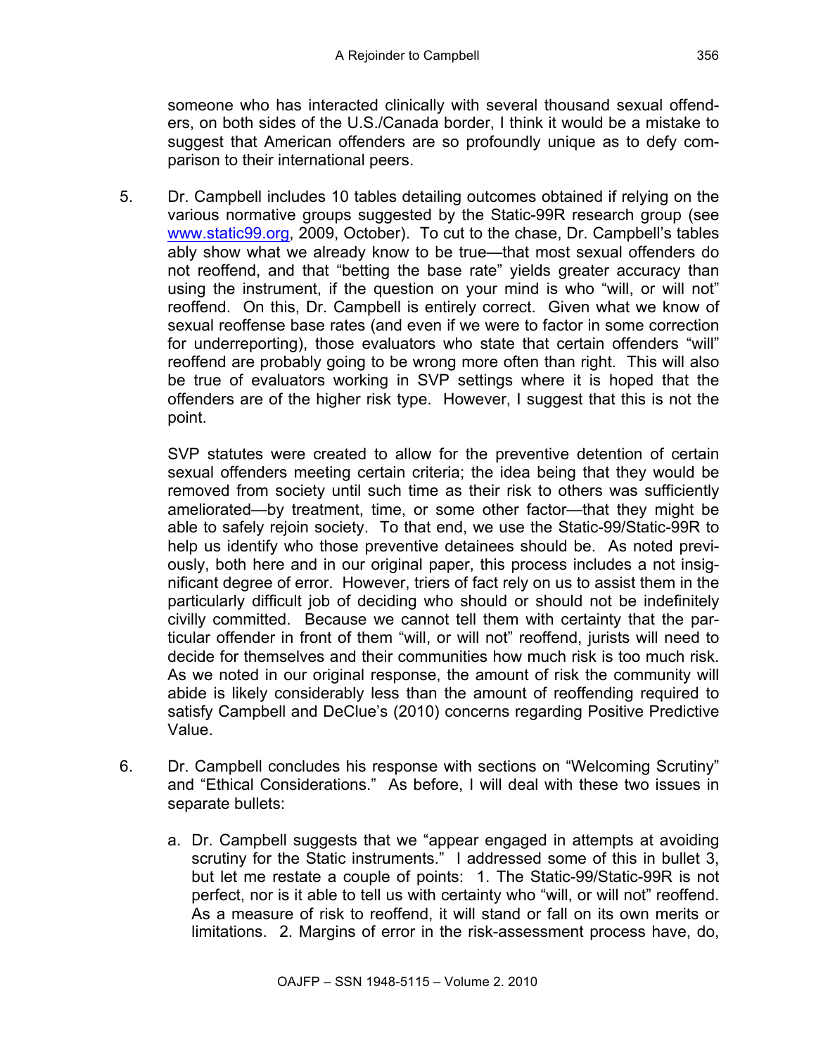someone who has interacted clinically with several thousand sexual offenders, on both sides of the U.S./Canada border, I think it would be a mistake to suggest that American offenders are so profoundly unique as to defy comparison to their international peers.

5. Dr. Campbell includes 10 tables detailing outcomes obtained if relying on the various normative groups suggested by the Static-99R research group (see www.static99.org, 2009, October). To cut to the chase, Dr. Campbell's tables ably show what we already know to be true—that most sexual offenders do not reoffend, and that "betting the base rate" yields greater accuracy than using the instrument, if the question on your mind is who "will, or will not" reoffend. On this, Dr. Campbell is entirely correct. Given what we know of sexual reoffense base rates (and even if we were to factor in some correction for underreporting), those evaluators who state that certain offenders "will" reoffend are probably going to be wrong more often than right. This will also be true of evaluators working in SVP settings where it is hoped that the offenders are of the higher risk type. However, I suggest that this is not the point.

   SVP statutes were created to allow for the preventive detention of certain sexual offenders meeting certain criteria; the idea being that they would be removed from society until such time as their risk to others was sufficiently ameliorated—by treatment, time, or some other factor—that they might be able to safely rejoin society. To that end, we use the Static-99/Static-99R to help us identify who those preventive detainees should be. As noted previously, both here and in our original paper, this process includes a not insignificant degree of error. However, triers of fact rely on us to assist them in the particularly difficult job of deciding who should or should not be indefinitely civilly committed. Because we cannot tell them with certainty that the particular offender in front of them "will, or will not" reoffend, jurists will need to decide for themselves and their communities how much risk is too much risk. As we noted in our original response, the amount of risk the community will abide is likely considerably less than the amount of reoffending required to satisfy Campbell and DeClue's (2010) concerns regarding Positive Predictive Value.

6. Dr. Campbell concludes his response with sections on "Welcoming Scrutiny" and "Ethical Considerations." As before, I will deal with these two issues in separate bullets:

   a. Dr. Campbell suggests that we "appear engaged in attempts at avoiding scrutiny for the Static instruments." I addressed some of this in bullet 3, but let me restate a couple of points: 1. The Static-99/Static-99R is not perfect, nor is it able to tell us with certainty who "will, or will not" reoffend. As a measure of risk to reoffend, it will stand or fall on its own merits or limitations. 2. Margins of error in the risk-assessment process have, do,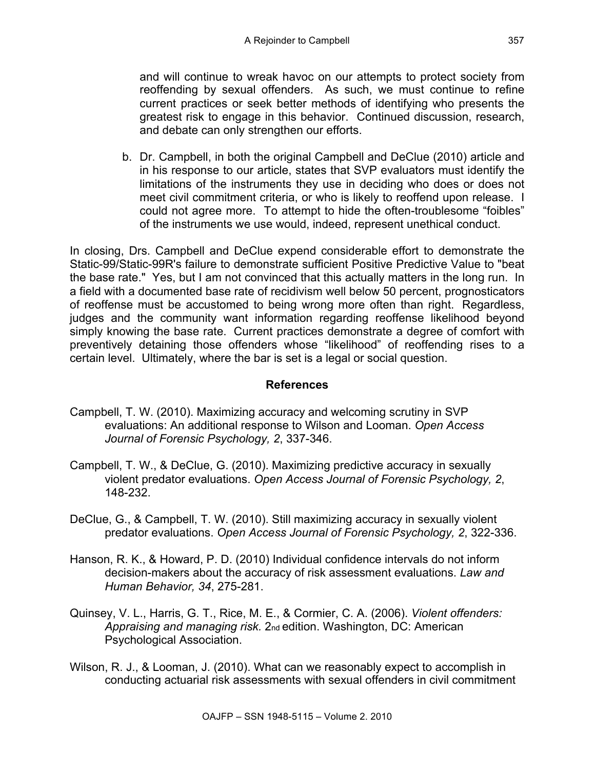and will continue to wreak havoc on our attempts to protect society from reoffending by sexual offenders. As such, we must continue to refine current practices or seek better methods of identifying who presents the greatest risk to engage in this behavior. Continued discussion, research, and debate can only strengthen our efforts.

b. Dr. Campbell, in both the original Campbell and DeClue (2010) article and in his response to our article, states that SVP evaluators must identify the limitations of the instruments they use in deciding who does or does not meet civil commitment criteria, or who is likely to reoffend upon release. I could not agree more. To attempt to hide the often-troublesome "foibles" of the instruments we use would, indeed, represent unethical conduct.

In closing, Drs. Campbell and DeClue expend considerable effort to demonstrate the Static-99/Static-99R's failure to demonstrate sufficient Positive Predictive Value to "beat the base rate." Yes, but I am not convinced that this actually matters in the long run. In a field with a documented base rate of recidivism well below 50 percent, prognosticators of reoffense must be accustomed to being wrong more often than right. Regardless, judges and the community want information regarding reoffense likelihood beyond simply knowing the base rate. Current practices demonstrate a degree of comfort with preventively detaining those offenders whose "likelihood" of reoffending rises to a certain level. Ultimately, where the bar is set is a legal or social question.

## References

Campbell, T. W. (2010). Maximizing accuracy and welcoming scrutiny in SVP evaluations: An additional response to Wilson and Looman. *Open Access Journal of Forensic Psychology, 2*, 337-346.

Campbell, T. W., & DeClue, G. (2010). Maximizing predictive accuracy in sexually violent predator evaluations. *Open Access Journal of Forensic Psychology, 2*, 148-232.

DeClue, G., & Campbell, T. W. (2010). Still maximizing accuracy in sexually violent predator evaluations. *Open Access Journal of Forensic Psychology, 2*, 322-336.

Hanson, R. K., & Howard, P. D. (2010) Individual confidence intervals do not inform decision-makers about the accuracy of risk assessment evaluations. *Law and Human Behavior, 34*, 275-281.

Quinsey, V. L., Harris, G. T., Rice, M. E., & Cormier, C. A. (2006). *Violent offenders: Appraising and managing risk.* 2nd edition. Washington, DC: American Psychological Association.

Wilson, R. J., & Looman, J. (2010). What can we reasonably expect to accomplish in conducting actuarial risk assessments with sexual offenders in civil commitment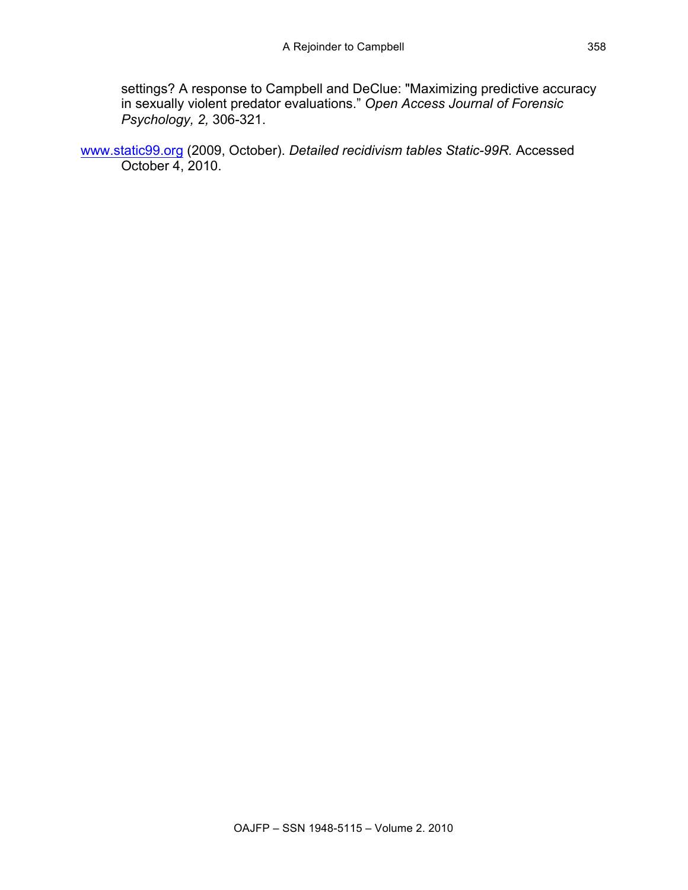settings? A response to Campbell and DeClue: "Maximizing predictive accuracy in sexually violent predator evaluations." *Open Access Journal of Forensic Psychology, 2,* 306-321.

www.static99.org (2009, October). *Detailed recidivism tables Static-99R.* Accessed October 4, 2010.